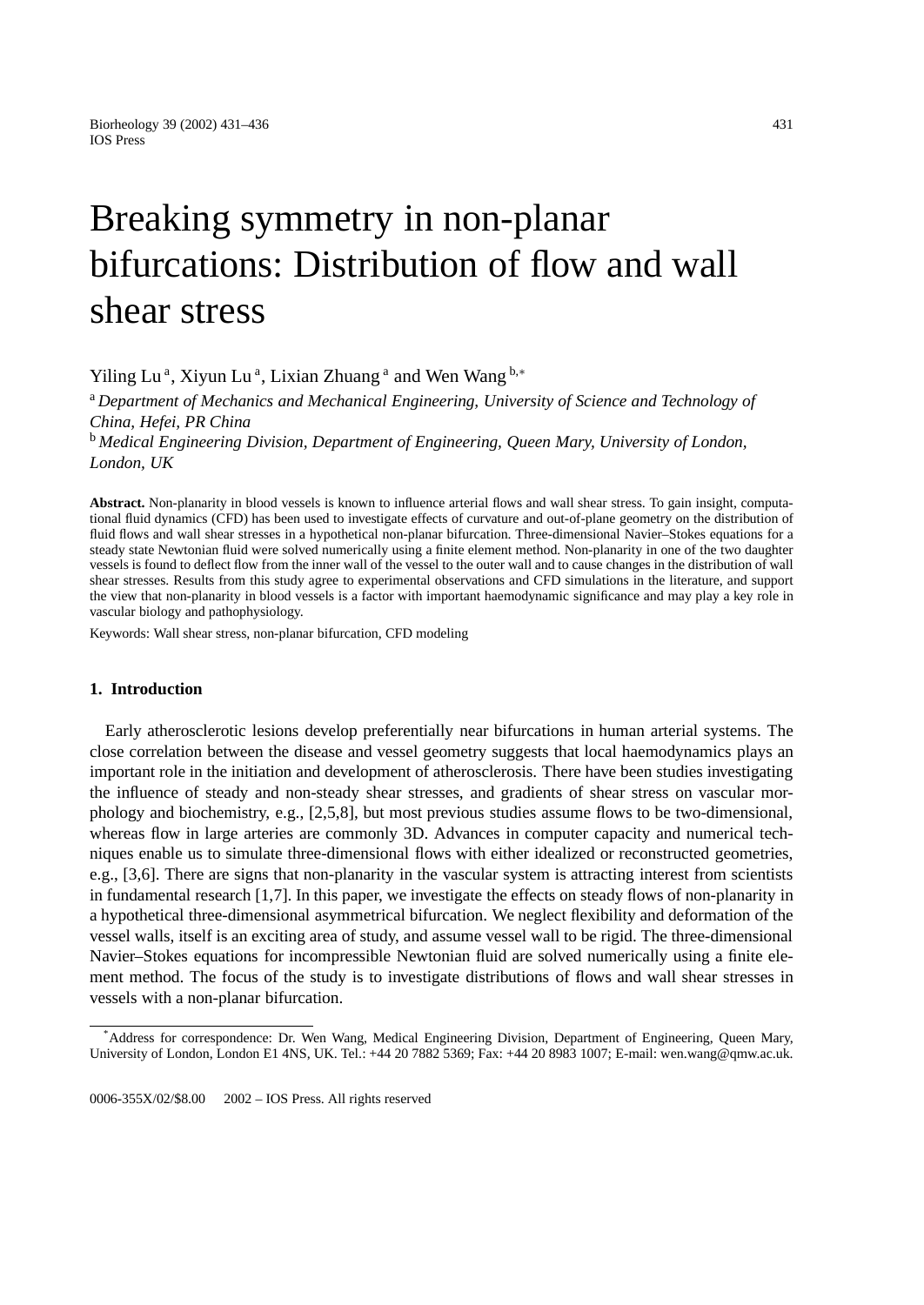# Breaking symmetry in non-planar bifurcations: Distribution of flow and wall shear stress

Yiling Lu [a], Xiyun Lu [a], Lixian Zhuang [a] and Wen Wang [b,*]

[a] *Department of Mechanics and Mechanical Engineering, University of Science and Technology of China, Hefei, PR China*

[b] *Medical Engineering Division, Department of Engineering, Queen Mary, University of London, London, UK*

**Abstract.** Non-planarity in blood vessels is known to influence arterial flows and wall shear stress. To gain insight, computational fluid dynamics (CFD) has been used to investigate effects of curvature and out-of-plane geometry on the distribution of fluid flows and wall shear stresses in a hypothetical non-planar bifurcation. Three-dimensional Navier–Stokes equations for a steady state Newtonian fluid were solved numerically using a finite element method. Non-planarity in one of the two daughter vessels is found to deflect flow from the inner wall of the vessel to the outer wall and to cause changes in the distribution of wall shear stresses. Results from this study agree to experimental observations and CFD simulations in the literature, and support the view that non-planarity in blood vessels is a factor with important haemodynamic significance and may play a key role in vascular biology and pathophysiology.

Keywords: Wall shear stress, non-planar bifurcation, CFD modeling

## 1. Introduction

Early atherosclerotic lesions develop preferentially near bifurcations in human arterial systems. The close correlation between the disease and vessel geometry suggests that local haemodynamics plays an important role in the initiation and development of atherosclerosis. There have been studies investigating the influence of steady and non-steady shear stresses, and gradients of shear stress on vascular morphology and biochemistry, e.g., [2,5,8], but most previous studies assume flows to be two-dimensional, whereas flow in large arteries are commonly 3D. Advances in computer capacity and numerical techniques enable us to simulate three-dimensional flows with either idealized or reconstructed geometries, e.g., [3,6]. There are signs that non-planarity in the vascular system is attracting interest from scientists in fundamental research [1,7]. In this paper, we investigate the effects on steady flows of non-planarity in a hypothetical three-dimensional asymmetrical bifurcation. We neglect flexibility and deformation of the vessel walls, itself is an exciting area of study, and assume vessel wall to be rigid. The three-dimensional Navier–Stokes equations for incompressible Newtonian fluid are solved numerically using a finite element method. The focus of the study is to investigate distributions of flows and wall shear stresses in vessels with a non-planar bifurcation.

[*] Address for correspondence: Dr. Wen Wang, Medical Engineering Division, Department of Engineering, Queen Mary, University of London, London E1 4NS, UK. Tel.: +44 20 7882 5369; Fax: +44 20 8983 1007; E-mail: wen.wang@qmw.ac.uk.

0006-355X/02/$8.00 2002 – IOS Press. All rights reserved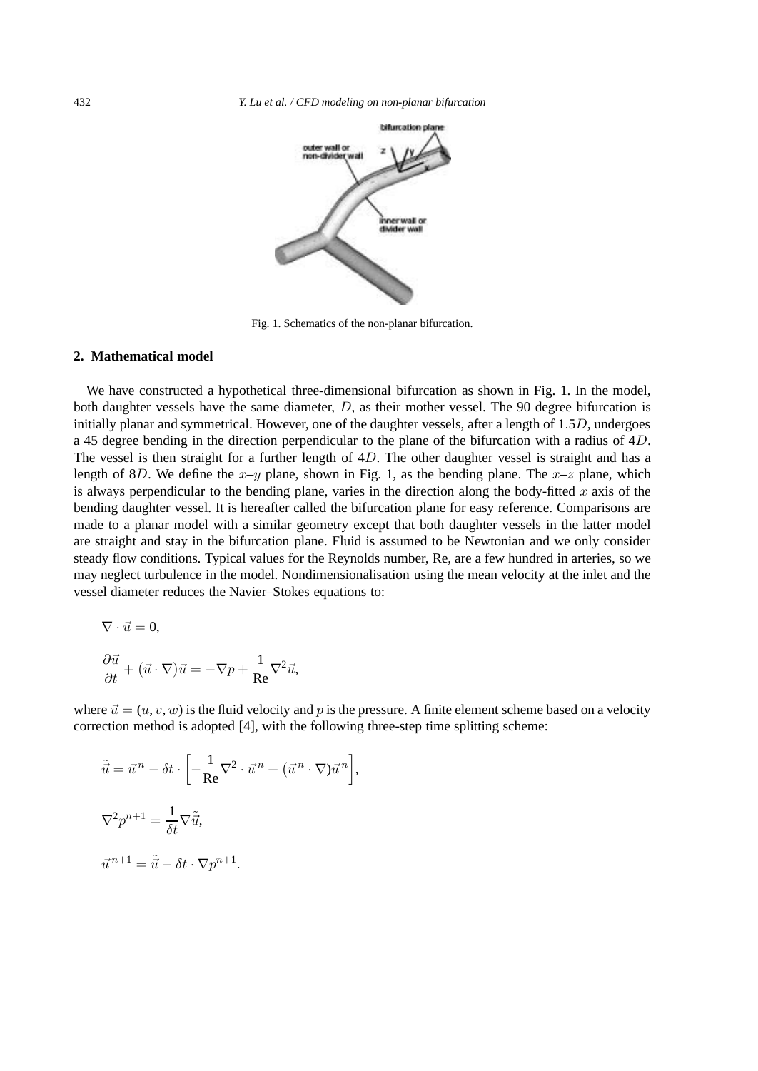Fig. 1. Schematics of the non-planar bifurcation.

## 2. Mathematical model

We have constructed a hypothetical three-dimensional bifurcation as shown in Fig. 1. In the model, both daughter vessels have the same diameter, $D$, as their mother vessel. The 90 degree bifurcation is initially planar and symmetrical. However, one of the daughter vessels, after a length of $1.5D$, undergoes a 45 degree bending in the direction perpendicular to the plane of the bifurcation with a radius of $4D$. The vessel is then straight for a further length of $4D$. The other daughter vessel is straight and has a length of $8D$. We define the $x$–$y$ plane, shown in Fig. 1, as the bending plane. The $x$–$z$ plane, which is always perpendicular to the bending plane, varies in the direction along the body-fitted $x$ axis of the bending daughter vessel. It is hereafter called the bifurcation plane for easy reference. Comparisons are made to a planar model with a similar geometry except that both daughter vessels in the latter model are straight and stay in the bifurcation plane. Fluid is assumed to be Newtonian and we only consider steady flow conditions. Typical values for the Reynolds number, Re, are a few hundred in arteries, so we may neglect turbulence in the model. Nondimensionalisation using the mean velocity at the inlet and the vessel diameter reduces the Navier–Stokes equations to:

$$\nabla \cdot \vec{u} = 0,$$

$$\frac{\partial \vec{u}}{\partial t} + (\vec{u} \cdot \nabla)\vec{u} = -\nabla p + \frac{1}{\mathrm{Re}}\nabla^2 \vec{u},$$

where $\vec{u} = (u, v, w)$ is the fluid velocity and $p$ is the pressure. A finite element scheme based on a velocity correction method is adopted [4], with the following three-step time splitting scheme:

$$\tilde{\vec{u}} = \vec{u}^n - \delta t \cdot \left[ -\frac{1}{\mathrm{Re}}\nabla^2 \cdot \vec{u}^n + (\vec{u}^n \cdot \nabla)\vec{u}^n \right],$$

$$\nabla^2 p^{n+1} = \frac{1}{\delta t}\nabla \tilde{\vec{u}},$$

$$\vec{u}^{n+1} = \tilde{\vec{u}} - \delta t \cdot \nabla p^{n+1}.$$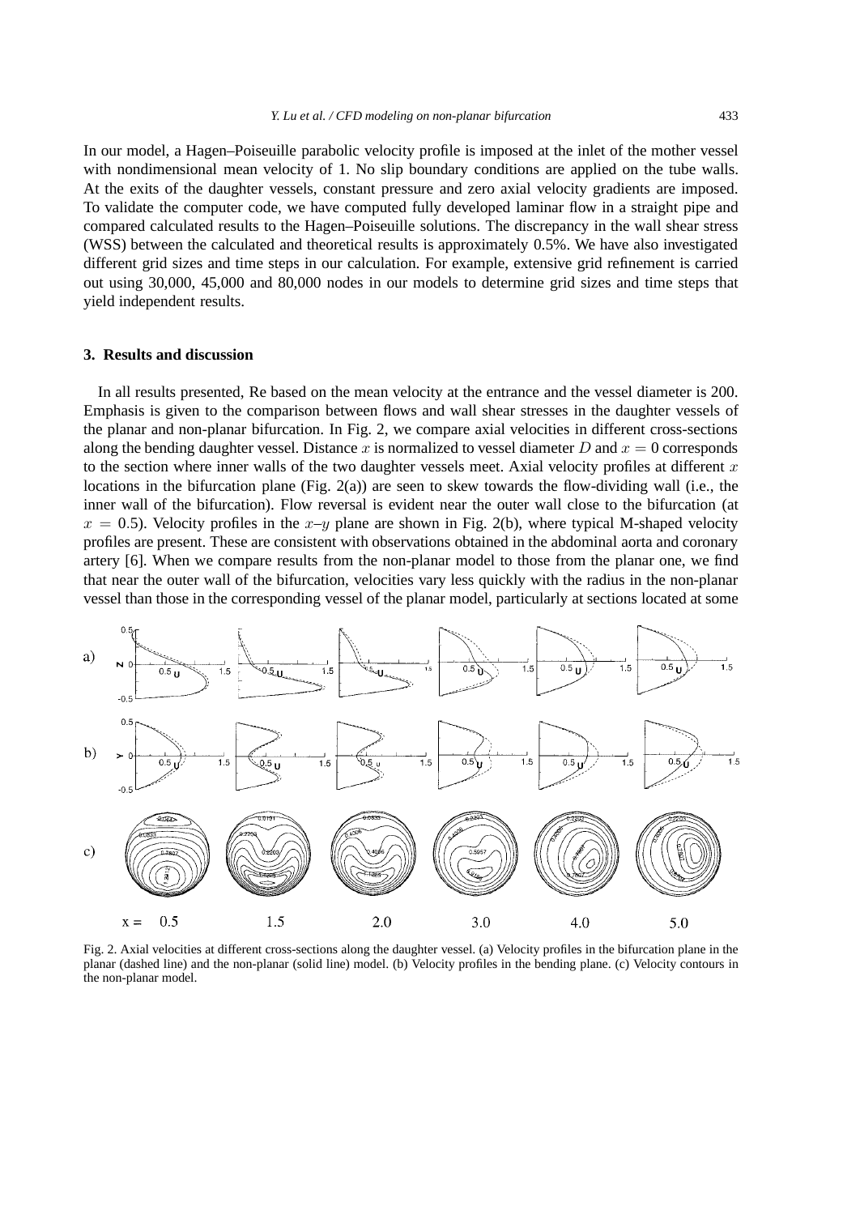In our model, a Hagen–Poiseuille parabolic velocity profile is imposed at the inlet of the mother vessel with nondimensional mean velocity of 1. No slip boundary conditions are applied on the tube walls. At the exits of the daughter vessels, constant pressure and zero axial velocity gradients are imposed. To validate the computer code, we have computed fully developed laminar flow in a straight pipe and compared calculated results to the Hagen–Poiseuille solutions. The discrepancy in the wall shear stress (WSS) between the calculated and theoretical results is approximately 0.5%. We have also investigated different grid sizes and time steps in our calculation. For example, extensive grid refinement is carried out using 30,000, 45,000 and 80,000 nodes in our models to determine grid sizes and time steps that yield independent results.

## 3. Results and discussion

In all results presented, Re based on the mean velocity at the entrance and the vessel diameter is 200. Emphasis is given to the comparison between flows and wall shear stresses in the daughter vessels of the planar and non-planar bifurcation. In Fig. 2, we compare axial velocities in different cross-sections along the bending daughter vessel. Distance $x$ is normalized to vessel diameter $D$ and $x = 0$ corresponds to the section where inner walls of the two daughter vessels meet. Axial velocity profiles at different $x$ locations in the bifurcation plane (Fig. 2(a)) are seen to skew towards the flow-dividing wall (i.e., the inner wall of the bifurcation). Flow reversal is evident near the outer wall close to the bifurcation (at $x = 0.5$). Velocity profiles in the $x$–$y$ plane are shown in Fig. 2(b), where typical M-shaped velocity profiles are present. These are consistent with observations obtained in the abdominal aorta and coronary artery [6]. When we compare results from the non-planar model to those from the planar one, we find that near the outer wall of the bifurcation, velocities vary less quickly with the radius in the non-planar vessel than those in the corresponding vessel of the planar model, particularly at sections located at some

Fig. 2. Axial velocities at different cross-sections along the daughter vessel. (a) Velocity profiles in the bifurcation plane in the planar (dashed line) and the non-planar (solid line) model. (b) Velocity profiles in the bending plane. (c) Velocity contours in the non-planar model.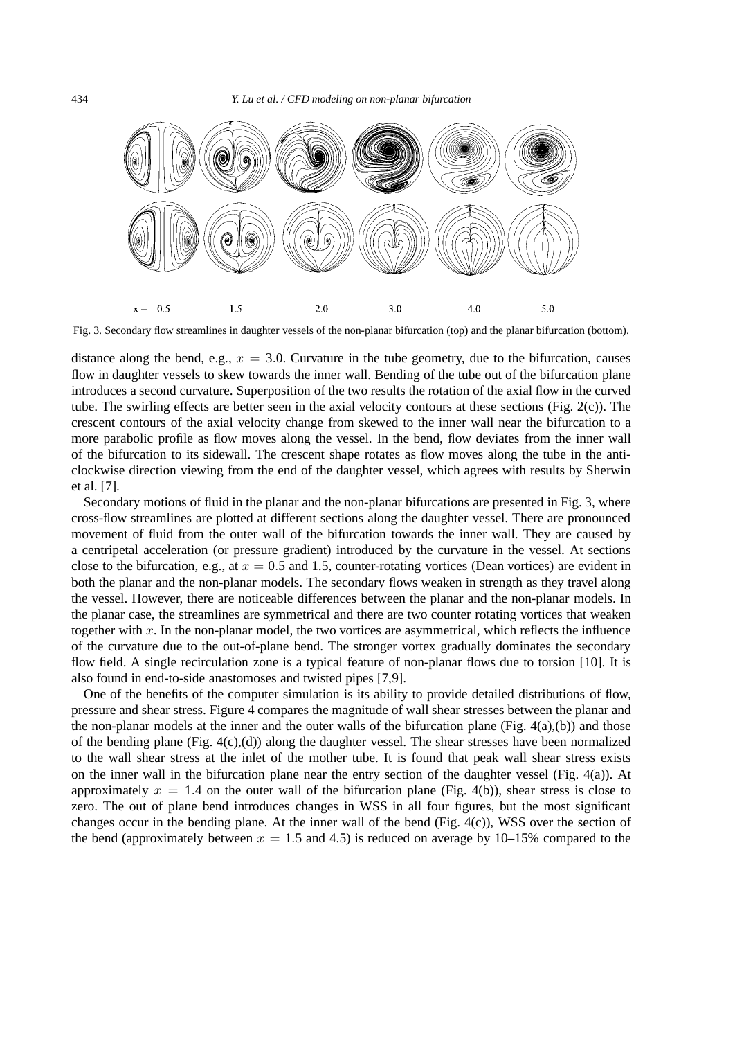x = 0.5 1.5 2.0 3.0 4.0 5.0

Fig. 3. Secondary flow streamlines in daughter vessels of the non-planar bifurcation (top) and the planar bifurcation (bottom).

distance along the bend, e.g., $x = 3.0$. Curvature in the tube geometry, due to the bifurcation, causes flow in daughter vessels to skew towards the inner wall. Bending of the tube out of the bifurcation plane introduces a second curvature. Superposition of the two results the rotation of the axial flow in the curved tube. The swirling effects are better seen in the axial velocity contours at these sections (Fig. 2(c)). The crescent contours of the axial velocity change from skewed to the inner wall near the bifurcation to a more parabolic profile as flow moves along the vessel. In the bend, flow deviates from the inner wall of the bifurcation to its sidewall. The crescent shape rotates as flow moves along the tube in the anti-clockwise direction viewing from the end of the daughter vessel, which agrees with results by Sherwin et al. [7].

Secondary motions of fluid in the planar and the non-planar bifurcations are presented in Fig. 3, where cross-flow streamlines are plotted at different sections along the daughter vessel. There are pronounced movement of fluid from the outer wall of the bifurcation towards the inner wall. They are caused by a centripetal acceleration (or pressure gradient) introduced by the curvature in the vessel. At sections close to the bifurcation, e.g., at $x = 0.5$ and 1.5, counter-rotating vortices (Dean vortices) are evident in both the planar and the non-planar models. The secondary flows weaken in strength as they travel along the vessel. However, there are noticeable differences between the planar and the non-planar models. In the planar case, the streamlines are symmetrical and there are two counter rotating vortices that weaken together with $x$. In the non-planar model, the two vortices are asymmetrical, which reflects the influence of the curvature due to the out-of-plane bend. The stronger vortex gradually dominates the secondary flow field. A single recirculation zone is a typical feature of non-planar flows due to torsion [10]. It is also found in end-to-side anastomoses and twisted pipes [7,9].

One of the benefits of the computer simulation is its ability to provide detailed distributions of flow, pressure and shear stress. Figure 4 compares the magnitude of wall shear stresses between the planar and the non-planar models at the inner and the outer walls of the bifurcation plane (Fig. 4(a),(b)) and those of the bending plane (Fig. 4(c),(d)) along the daughter vessel. The shear stresses have been normalized to the wall shear stress at the inlet of the mother tube. It is found that peak wall shear stress exists on the inner wall in the bifurcation plane near the entry section of the daughter vessel (Fig. 4(a)). At approximately $x = 1.4$ on the outer wall of the bifurcation plane (Fig. 4(b)), shear stress is close to zero. The out of plane bend introduces changes in WSS in all four figures, but the most significant changes occur in the bending plane. At the inner wall of the bend (Fig. 4(c)), WSS over the section of the bend (approximately between $x = 1.5$ and 4.5) is reduced on average by 10–15% compared to the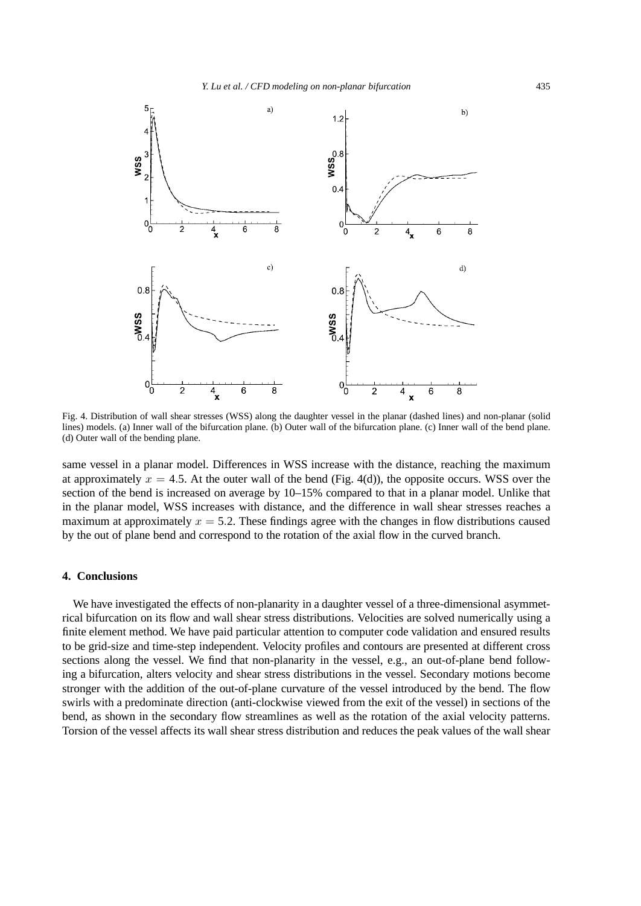Fig. 4. Distribution of wall shear stresses (WSS) along the daughter vessel in the planar (dashed lines) and non-planar (solid lines) models. (a) Inner wall of the bifurcation plane. (b) Outer wall of the bifurcation plane. (c) Inner wall of the bend plane. (d) Outer wall of the bending plane.

same vessel in a planar model. Differences in WSS increase with the distance, reaching the maximum at approximately $x = 4.5$. At the outer wall of the bend (Fig. 4(d)), the opposite occurs. WSS over the section of the bend is increased on average by 10–15% compared to that in a planar model. Unlike that in the planar model, WSS increases with distance, and the difference in wall shear stresses reaches a maximum at approximately $x = 5.2$. These findings agree with the changes in flow distributions caused by the out of plane bend and correspond to the rotation of the axial flow in the curved branch.

## 4. Conclusions

We have investigated the effects of non-planarity in a daughter vessel of a three-dimensional asymmetrical bifurcation on its flow and wall shear stress distributions. Velocities are solved numerically using a finite element method. We have paid particular attention to computer code validation and ensured results to be grid-size and time-step independent. Velocity profiles and contours are presented at different cross sections along the vessel. We find that non-planarity in the vessel, e.g., an out-of-plane bend following a bifurcation, alters velocity and shear stress distributions in the vessel. Secondary motions become stronger with the addition of the out-of-plane curvature of the vessel introduced by the bend. The flow swirls with a predominate direction (anti-clockwise viewed from the exit of the vessel) in sections of the bend, as shown in the secondary flow streamlines as well as the rotation of the axial velocity patterns. Torsion of the vessel affects its wall shear stress distribution and reduces the peak values of the wall shear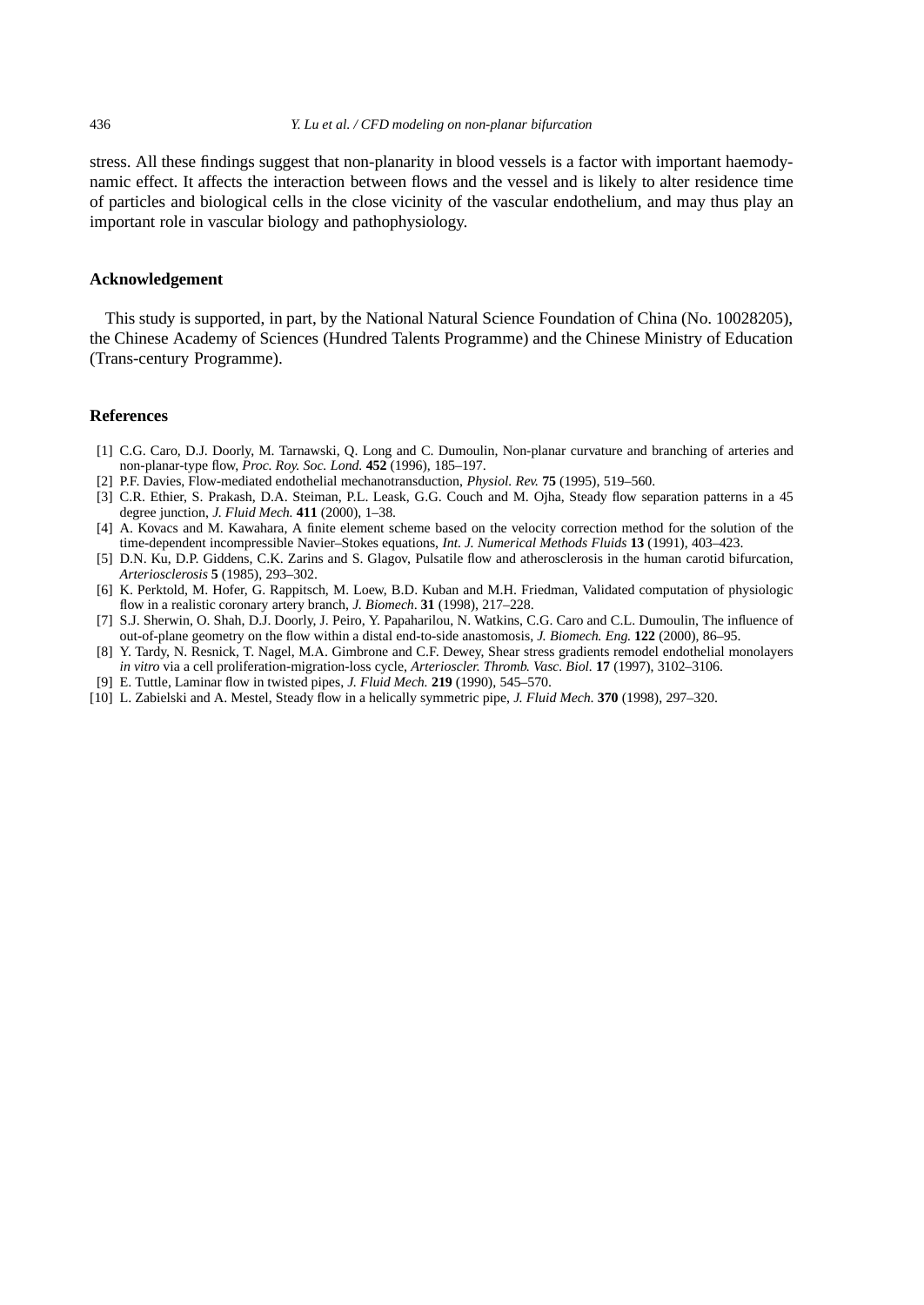stress. All these findings suggest that non-planarity in blood vessels is a factor with important haemodynamic effect. It affects the interaction between flows and the vessel and is likely to alter residence time of particles and biological cells in the close vicinity of the vascular endothelium, and may thus play an important role in vascular biology and pathophysiology.

## Acknowledgement

This study is supported, in part, by the National Natural Science Foundation of China (No. 10028205), the Chinese Academy of Sciences (Hundred Talents Programme) and the Chinese Ministry of Education (Trans-century Programme).

## References

[1] C.G. Caro, D.J. Doorly, M. Tarnawski, Q. Long and C. Dumoulin, Non-planar curvature and branching of arteries and non-planar-type flow, *Proc. Roy. Soc. Lond.* **452** (1996), 185–197.

[2] P.F. Davies, Flow-mediated endothelial mechanotransduction, *Physiol. Rev.* **75** (1995), 519–560.

[3] C.R. Ethier, S. Prakash, D.A. Steiman, P.L. Leask, G.G. Couch and M. Ojha, Steady flow separation patterns in a 45 degree junction, *J. Fluid Mech.* **411** (2000), 1–38.

[4] A. Kovacs and M. Kawahara, A finite element scheme based on the velocity correction method for the solution of the time-dependent incompressible Navier–Stokes equations, *Int. J. Numerical Methods Fluids* **13** (1991), 403–423.

[5] D.N. Ku, D.P. Giddens, C.K. Zarins and S. Glagov, Pulsatile flow and atherosclerosis in the human carotid bifurcation, *Arteriosclerosis* **5** (1985), 293–302.

[6] K. Perktold, M. Hofer, G. Rappitsch, M. Loew, B.D. Kuban and M.H. Friedman, Validated computation of physiologic flow in a realistic coronary artery branch, *J. Biomech.* **31** (1998), 217–228.

[7] S.J. Sherwin, O. Shah, D.J. Doorly, J. Peiro, Y. Papaharilou, N. Watkins, C.G. Caro and C.L. Dumoulin, The influence of out-of-plane geometry on the flow within a distal end-to-side anastomosis, *J. Biomech. Eng.* **122** (2000), 86–95.

[8] Y. Tardy, N. Resnick, T. Nagel, M.A. Gimbrone and C.F. Dewey, Shear stress gradients remodel endothelial monolayers *in vitro* via a cell proliferation-migration-loss cycle, *Arterioscler. Thromb. Vasc. Biol.* **17** (1997), 3102–3106.

[9] E. Tuttle, Laminar flow in twisted pipes, *J. Fluid Mech.* **219** (1990), 545–570.

[10] L. Zabielski and A. Mestel, Steady flow in a helically symmetric pipe, *J. Fluid Mech.* **370** (1998), 297–320.